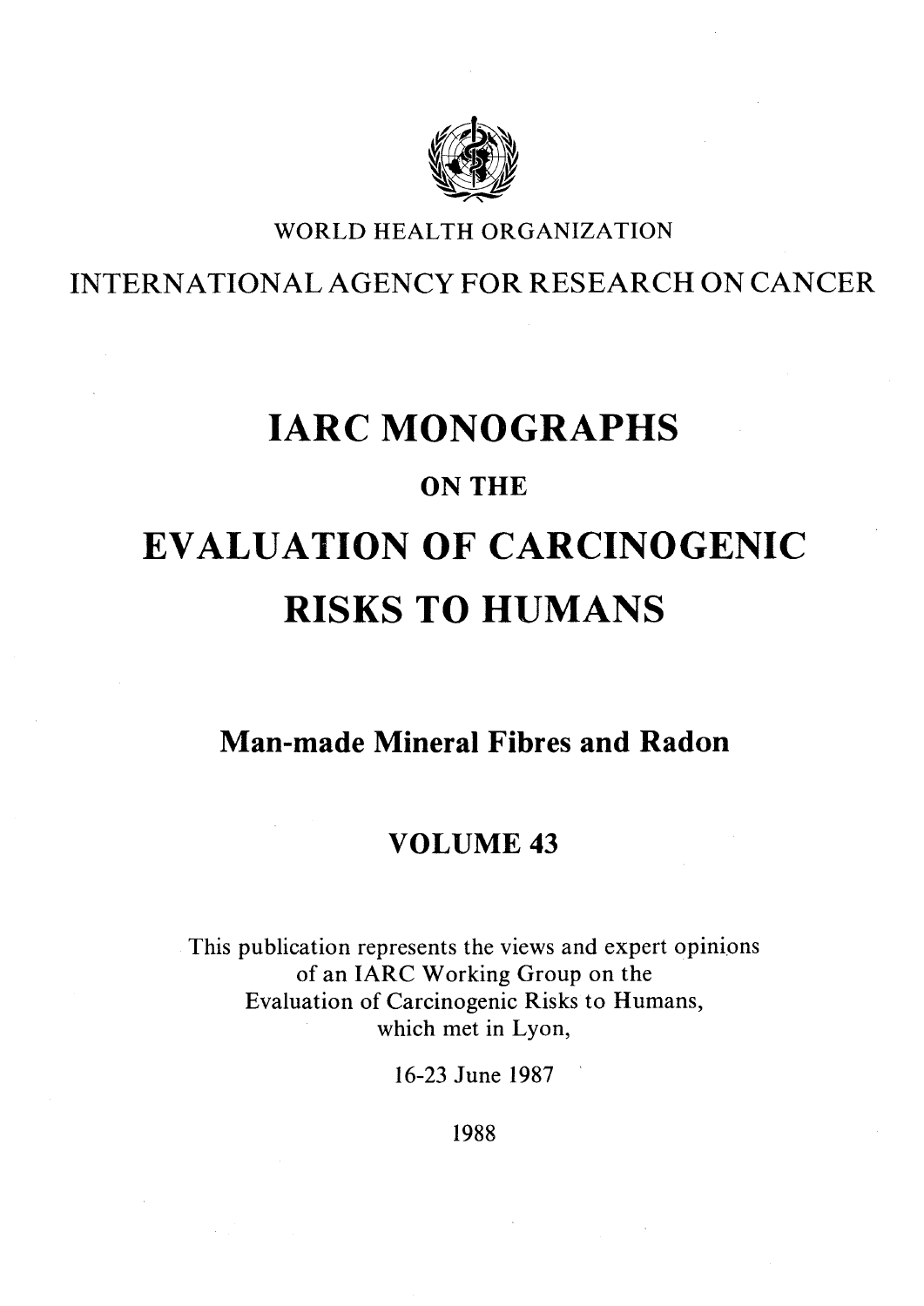WORLD HEALTH ORGANIZATION

INTERNATIONAL AGENCY FOR RESEARCH ON CANCER

# IARC MONOGRAPHS

## ON THE

# EVALUATION OF CARCINOGENIC RISKS TO HUMANS

## Man-made Mineral Fibres and Radon

## VOLUME 43

This publication represents the views and expert opinions of an IARC Working Group on the Evaluation of Carcinogenic Risks to Humans, which met in Lyon,

16-23 June 1987

1988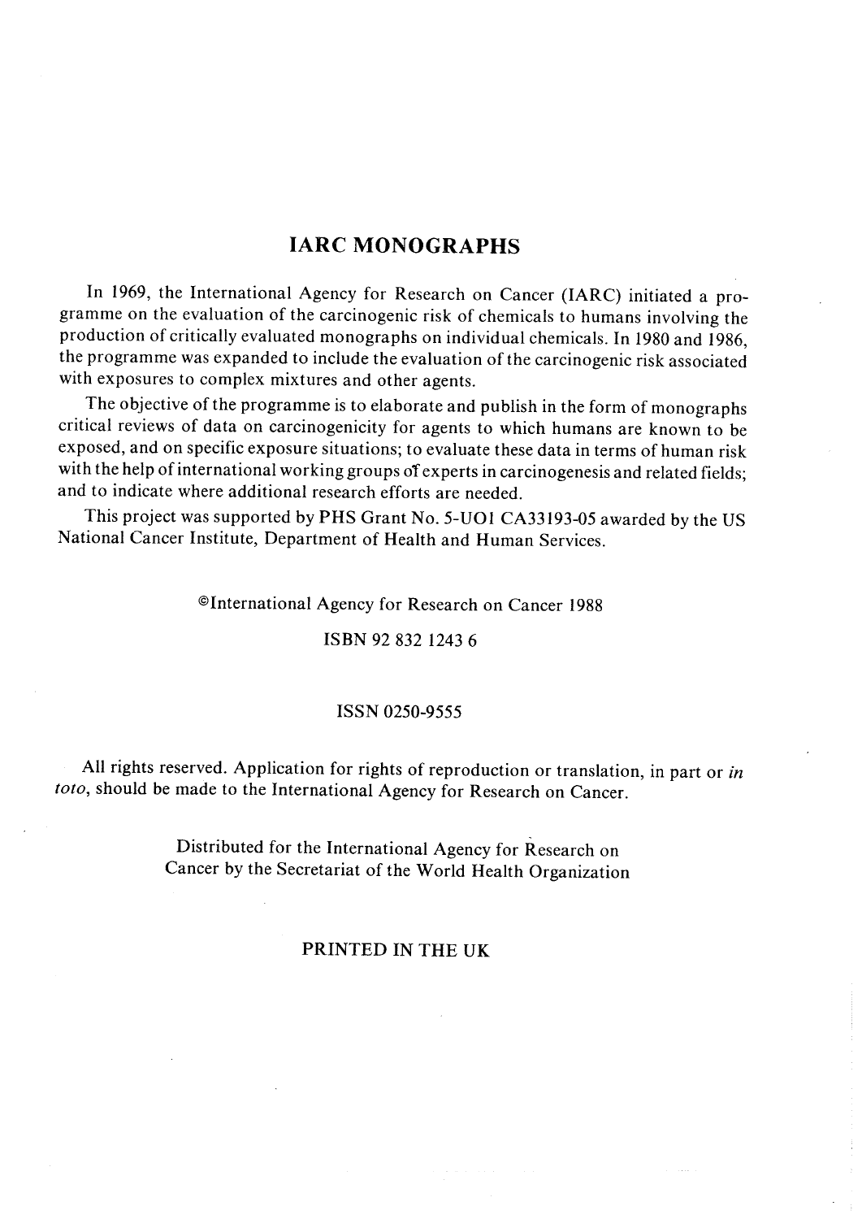# IARC MONOGRAPHS

In 1969, the International Agency for Research on Cancer (IARC) initiated a programme on the evaluation of the carcinogenic risk of chemicals to humans involving the production of critically evaluated monographs on individual chemicals. In 1980 and 1986, the programme was expanded to include the evaluation of the carcinogenic risk associated with exposures to complex mixtures and other agents.

The objective of the programme is to elaborate and publish in the form of monographs critical reviews of data on carcinogenicity for agents to which humans are known to be exposed, and on specific exposure situations; to evaluate these data in terms of human risk with the help of international working groups of experts in carcinogenesis and related fields; and to indicate where additional research efforts are needed.

This project was supported by PHS Grant No. 5-UO1 CA33193-05 awarded by the US National Cancer Institute, Department of Health and Human Services.

©International Agency for Research on Cancer 1988

ISBN 92 832 1243 6

ISSN 0250-9555

All rights reserved. Application for rights of reproduction or translation, in part or *in toto*, should be made to the International Agency for Research on Cancer.

Distributed for the International Agency for Research on Cancer by the Secretariat of the World Health Organization

PRINTED IN THE UK